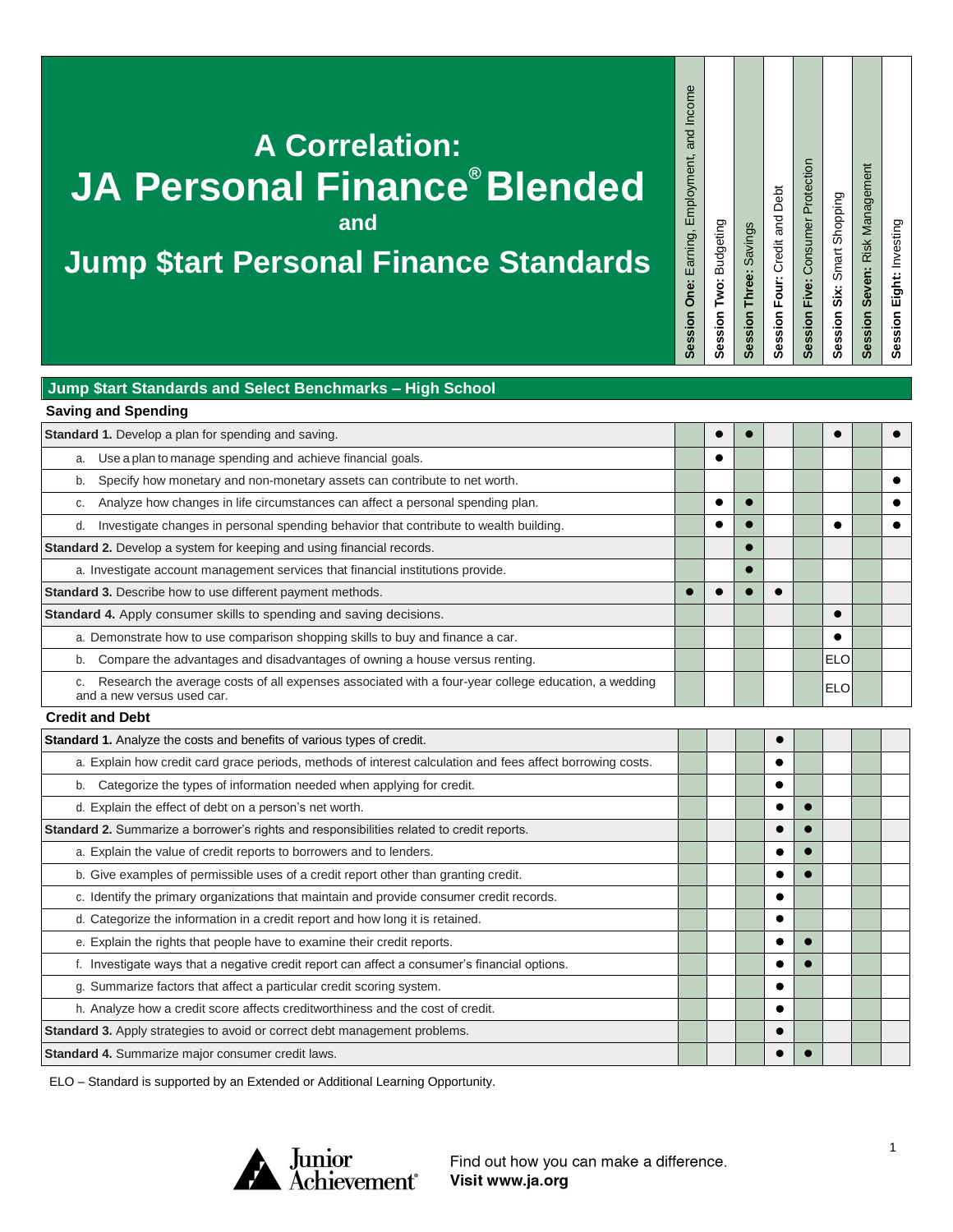# A Correlation: JA Personal Finance® Blended and Jump $tart Personal Finance Standards

## Jump $tart Standards and Select Benchmarks – High School

### Saving and Spending

| Standard | Session One: Earning, Employment, and Income | Session Two: Budgeting | Session Three: Savings | Session Four: Credit and Debt | Session Five: Consumer Protection | Session Six: Smart Shopping | Session Seven: Risk Management | Session Eight: Investing |
|---|---|---|---|---|---|---|---|---|
| **Standard 1.** Develop a plan for spending and saving. | | ● | ● | | | ● | | ● |
| a. Use a plan to manage spending and achieve financial goals. | | ● | | | | | | |
| b. Specify how monetary and non-monetary assets can contribute to net worth. | | | | | | | | ● |
| c. Analyze how changes in life circumstances can affect a personal spending plan. | | ● | ● | | | | | ● |
| d. Investigate changes in personal spending behavior that contribute to wealth building. | | ● | ● | | | ● | | ● |
| **Standard 2.** Develop a system for keeping and using financial records. | | | ● | | | | | |
| a. Investigate account management services that financial institutions provide. | | | ● | | | | | |
| **Standard 3.** Describe how to use different payment methods. | ● | ● | ● | ● | | | | |
| **Standard 4.** Apply consumer skills to spending and saving decisions. | | | | | | ● | | |
| a. Demonstrate how to use comparison shopping skills to buy and finance a car. | | | | | | ● | | |
| b. Compare the advantages and disadvantages of owning a house versus renting. | | | | | | ELO | | |
| c. Research the average costs of all expenses associated with a four-year college education, a wedding and a new versus used car. | | | | | | ELO | | |

### Credit and Debt

| Standard | Session One: Earning, Employment, and Income | Session Two: Budgeting | Session Three: Savings | Session Four: Credit and Debt | Session Five: Consumer Protection | Session Six: Smart Shopping | Session Seven: Risk Management | Session Eight: Investing |
|---|---|---|---|---|---|---|---|---|
| **Standard 1.** Analyze the costs and benefits of various types of credit. | | | | ● | | | | |
| a. Explain how credit card grace periods, methods of interest calculation and fees affect borrowing costs. | | | | ● | | | | |
| b. Categorize the types of information needed when applying for credit. | | | | ● | | | | |
| d. Explain the effect of debt on a person's net worth. | | | | ● | ● | | | |
| **Standard 2.** Summarize a borrower's rights and responsibilities related to credit reports. | | | | ● | ● | | | |
| a. Explain the value of credit reports to borrowers and to lenders. | | | | ● | ● | | | |
| b. Give examples of permissible uses of a credit report other than granting credit. | | | | ● | ● | | | |
| c. Identify the primary organizations that maintain and provide consumer credit records. | | | | ● | | | | |
| d. Categorize the information in a credit report and how long it is retained. | | | | ● | | | | |
| e. Explain the rights that people have to examine their credit reports. | | | | ● | ● | | | |
| f. Investigate ways that a negative credit report can affect a consumer's financial options. | | | | ● | ● | | | |
| g. Summarize factors that affect a particular credit scoring system. | | | | ● | | | | |
| h. Analyze how a credit score affects creditworthiness and the cost of credit. | | | | ● | | | | |
| **Standard 3.** Apply strategies to avoid or correct debt management problems. | | | | ● | | | | |
| **Standard 4.** Summarize major consumer credit laws. | | | | ● | ● | | | |

ELO – Standard is supported by an Extended or Additional Learning Opportunity.

Junior Achievement®

Find out how you can make a difference.
**Visit www.ja.org**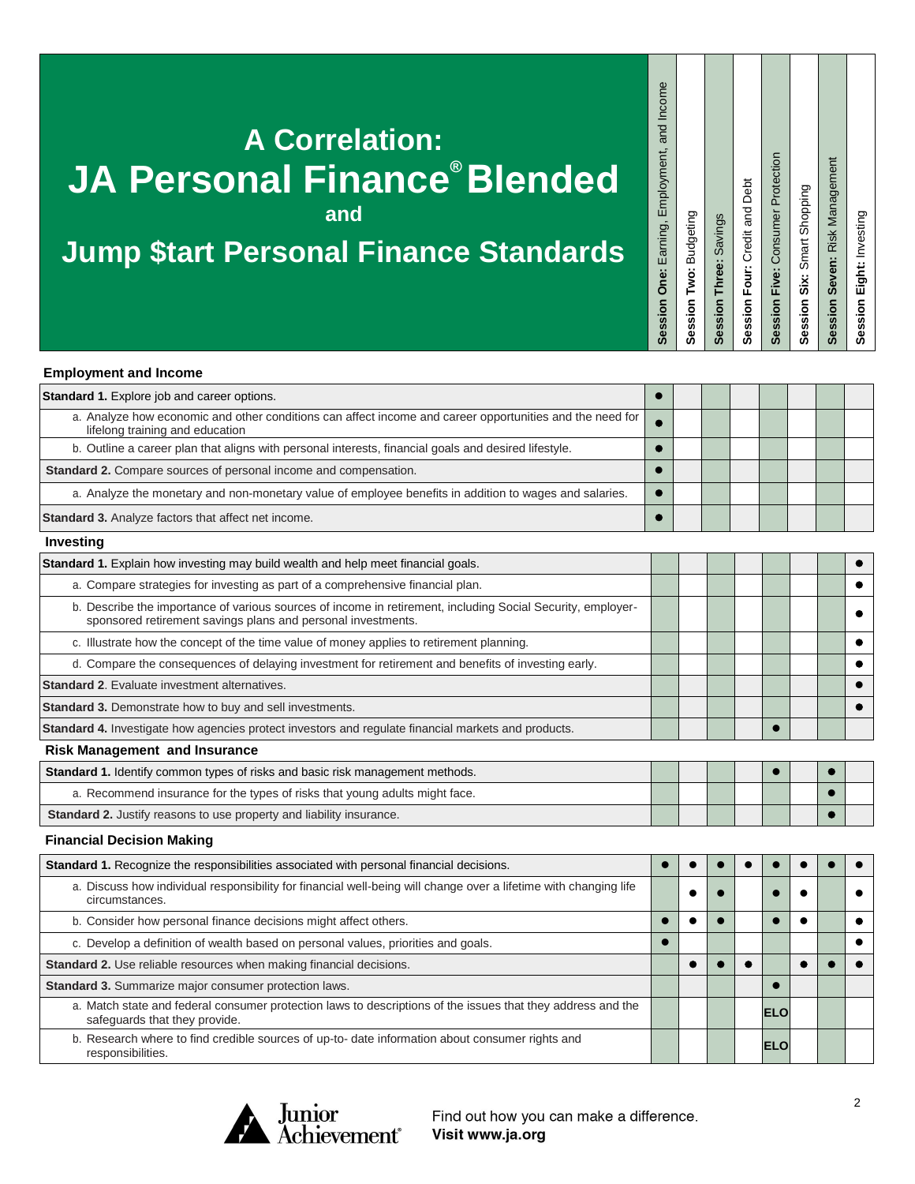# A Correlation: JA Personal Finance® Blended and Jump $tart Personal Finance Standards

| | Session One: Earning, Employment, and Income | Session Two: Budgeting | Session Three: Savings | Session Four: Credit and Debt | Session Five: Consumer Protection | Session Six: Smart Shopping | Session Seven: Risk Management | Session Eight: Investing |
|---|---|---|---|---|---|---|---|---|
| **Employment and Income** | | | | | | | | |
| **Standard 1.** Explore job and career options. | ● | | | | | | | |
| a. Analyze how economic and other conditions can affect income and career opportunities and the need for lifelong training and education | ● | | | | | | | |
| b. Outline a career plan that aligns with personal interests, financial goals and desired lifestyle. | ● | | | | | | | |
| **Standard 2.** Compare sources of personal income and compensation. | ● | | | | | | | |
| a. Analyze the monetary and non-monetary value of employee benefits in addition to wages and salaries. | ● | | | | | | | |
| **Standard 3.** Analyze factors that affect net income. | ● | | | | | | | |
| **Investing** | | | | | | | | |
| **Standard 1.** Explain how investing may build wealth and help meet financial goals. | | | | | | | | ● |
| a. Compare strategies for investing as part of a comprehensive financial plan. | | | | | | | | ● |
| b. Describe the importance of various sources of income in retirement, including Social Security, employer-sponsored retirement savings plans and personal investments. | | | | | | | | ● |
| c. Illustrate how the concept of the time value of money applies to retirement planning. | | | | | | | | ● |
| d. Compare the consequences of delaying investment for retirement and benefits of investing early. | | | | | | | | ● |
| **Standard 2**. Evaluate investment alternatives. | | | | | | | | ● |
| **Standard 3.** Demonstrate how to buy and sell investments. | | | | | | | | ● |
| **Standard 4.** Investigate how agencies protect investors and regulate financial markets and products. | | | | | ● | | | |
| **Risk Management and Insurance** | | | | | | | | |
| **Standard 1.** Identify common types of risks and basic risk management methods. | | | | | ● | | ● | |
| a. Recommend insurance for the types of risks that young adults might face. | | | | | | | ● | |
| **Standard 2.** Justify reasons to use property and liability insurance. | | | | | | | ● | |
| **Financial Decision Making** | | | | | | | | |
| **Standard 1.** Recognize the responsibilities associated with personal financial decisions. | ● | ● | ● | ● | ● | ● | ● | ● |
| a. Discuss how individual responsibility for financial well-being will change over a lifetime with changing life circumstances. | | ● | ● | | ● | ● | | ● |
| b. Consider how personal finance decisions might affect others. | ● | ● | ● | | ● | ● | | ● |
| c. Develop a definition of wealth based on personal values, priorities and goals. | ● | | | | | | | ● |
| **Standard 2.** Use reliable resources when making financial decisions. | | ● | ● | ● | | ● | ● | ● |
| **Standard 3.** Summarize major consumer protection laws. | | | | | ● | | | |
| a. Match state and federal consumer protection laws to descriptions of the issues that they address and the safeguards that they provide. | | | | | ELO | | | |
| b. Research where to find credible sources of up-to- date information about consumer rights and responsibilities. | | | | | ELO | | | |

Find out how you can make a difference.
**Visit www.ja.org**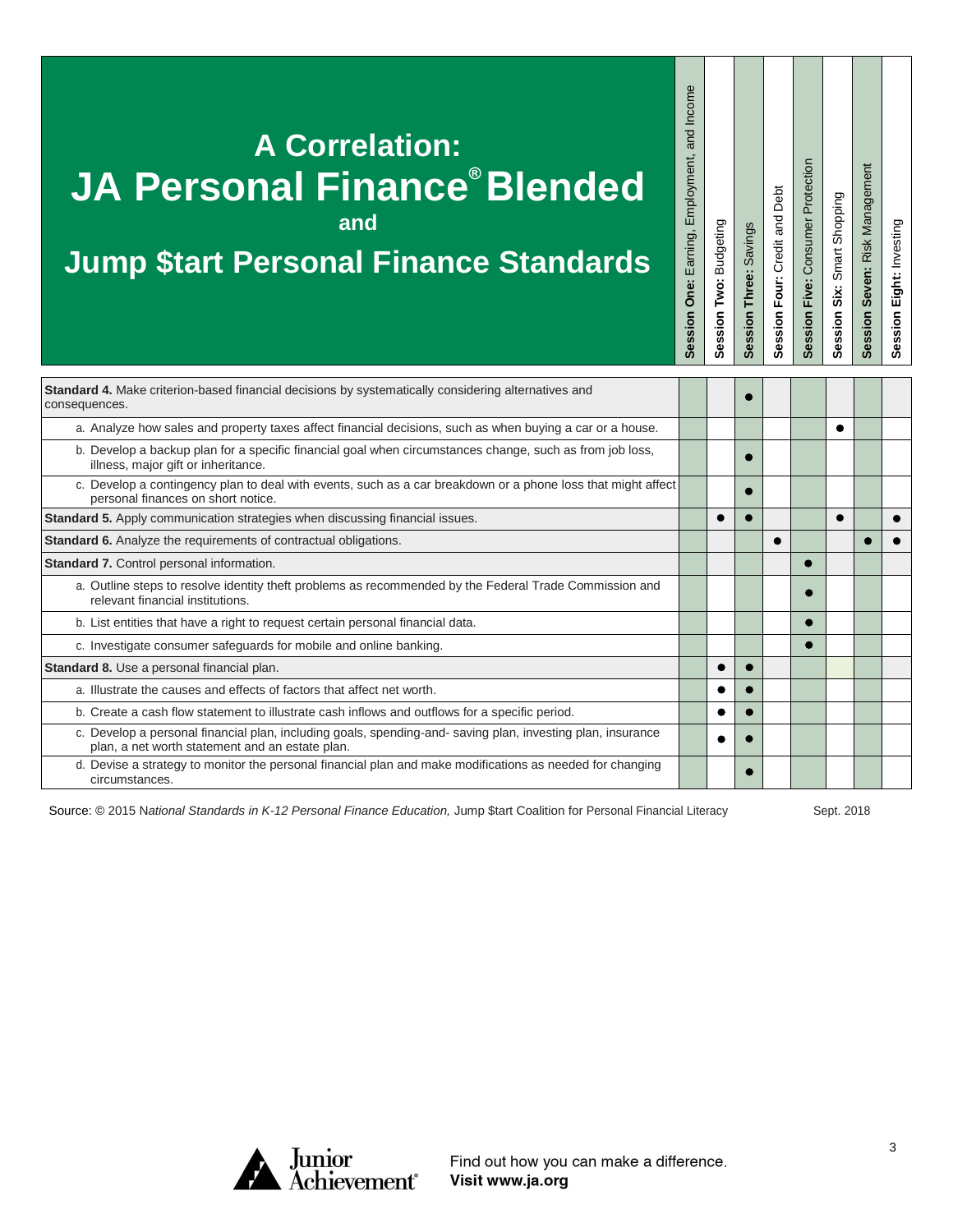# A Correlation: JA Personal Finance® Blended and Jump $tart Personal Finance Standards

| | **Session One:** Earning, Employment, and Income | **Session Two:** Budgeting | **Session Three:** Savings | **Session Four:** Credit and Debt | **Session Five:** Consumer Protection | **Session Six:** Smart Shopping | **Session Seven:** Risk Management | **Session Eight:** Investing |
|---|---|---|---|---|---|---|---|---|
| **Standard 4.** Make criterion-based financial decisions by systematically considering alternatives and consequences. | | | ● | | | | | |
| a. Analyze how sales and property taxes affect financial decisions, such as when buying a car or a house. | | | | | | ● | | |
| b. Develop a backup plan for a specific financial goal when circumstances change, such as from job loss, illness, major gift or inheritance. | | | ● | | | | | |
| c. Develop a contingency plan to deal with events, such as a car breakdown or a phone loss that might affect personal finances on short notice. | | | ● | | | | | |
| **Standard 5.** Apply communication strategies when discussing financial issues. | | ● | ● | | | ● | | ● |
| **Standard 6.** Analyze the requirements of contractual obligations. | | | | ● | | | ● | ● |
| **Standard 7.** Control personal information. | | | | | ● | | | |
| a. Outline steps to resolve identity theft problems as recommended by the Federal Trade Commission and relevant financial institutions. | | | | | ● | | | |
| b. List entities that have a right to request certain personal financial data. | | | | | ● | | | |
| c. Investigate consumer safeguards for mobile and online banking. | | | | | ● | | | |
| **Standard 8.** Use a personal financial plan. | | ● | ● | | | | | |
| a. Illustrate the causes and effects of factors that affect net worth. | | ● | ● | | | | | |
| b. Create a cash flow statement to illustrate cash inflows and outflows for a specific period. | | ● | ● | | | | | |
| c. Develop a personal financial plan, including goals, spending-and- saving plan, investing plan, insurance plan, a net worth statement and an estate plan. | | ● | ● | | | | | |
| d. Devise a strategy to monitor the personal financial plan and make modifications as needed for changing circumstances. | | | ● | | | | | |

Source: © 2015 N*ational Standards in K-12 Personal Finance Education,* Jump $tart Coalition for Personal Financial Literacy

Sept. 2018

Find out how you can make a difference.
**Visit www.ja.org**